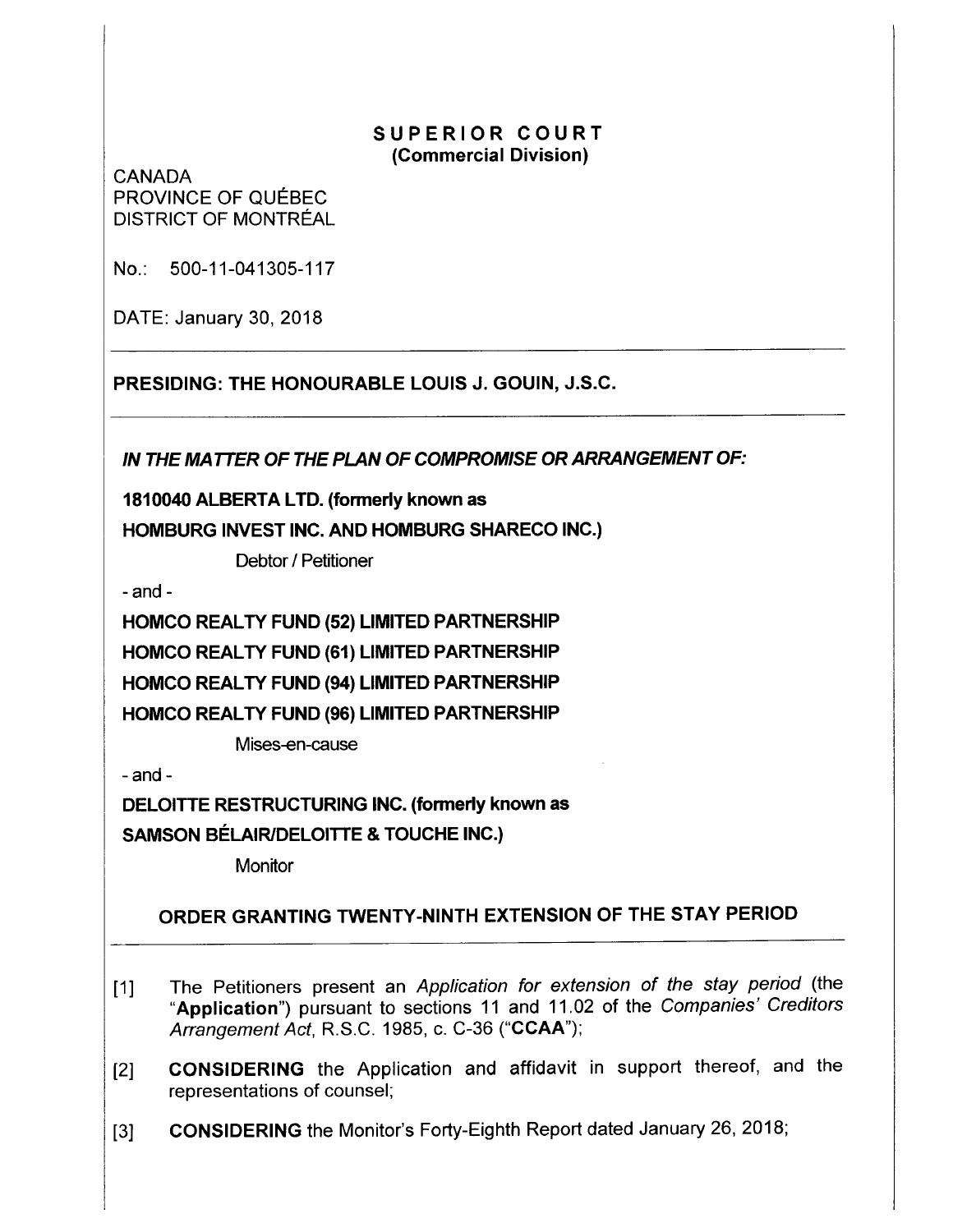# SUPERIOR COURT
## (Commercial Division)

CANADA
PROVINCE OF QUÉBEC
DISTRICT OF MONTRÉAL

No.: 500-11-041305-117

DATE: January 30, 2018

---

**PRESIDING: THE HONOURABLE LOUIS J. GOUIN, J.S.C.**

---

***IN THE MATTER OF THE PLAN OF COMPROMISE OR ARRANGEMENT OF:***

**1810040 ALBERTA LTD. (formerly known as**
**HOMBURG INVEST INC. AND HOMBURG SHARECO INC.)**

Debtor / Petitioner

\- and -

**HOMCO REALTY FUND (52) LIMITED PARTNERSHIP**
**HOMCO REALTY FUND (61) LIMITED PARTNERSHIP**
**HOMCO REALTY FUND (94) LIMITED PARTNERSHIP**
**HOMCO REALTY FUND (96) LIMITED PARTNERSHIP**

Mises-en-cause

\- and -

**DELOITTE RESTRUCTURING INC. (formerly known as**
**SAMSON BÉLAIR/DELOITTE & TOUCHE INC.)**

Monitor

## ORDER GRANTING TWENTY-NINTH EXTENSION OF THE STAY PERIOD

---

[1] The Petitioners present an *Application for extension of the stay period* (the "**Application**") pursuant to sections 11 and 11.02 of the *Companies' Creditors Arrangement Act*, R.S.C. 1985, c. C-36 ("**CCAA**");

[2] **CONSIDERING** the Application and affidavit in support thereof, and the representations of counsel;

[3] **CONSIDERING** the Monitor's Forty-Eighth Report dated January 26, 2018;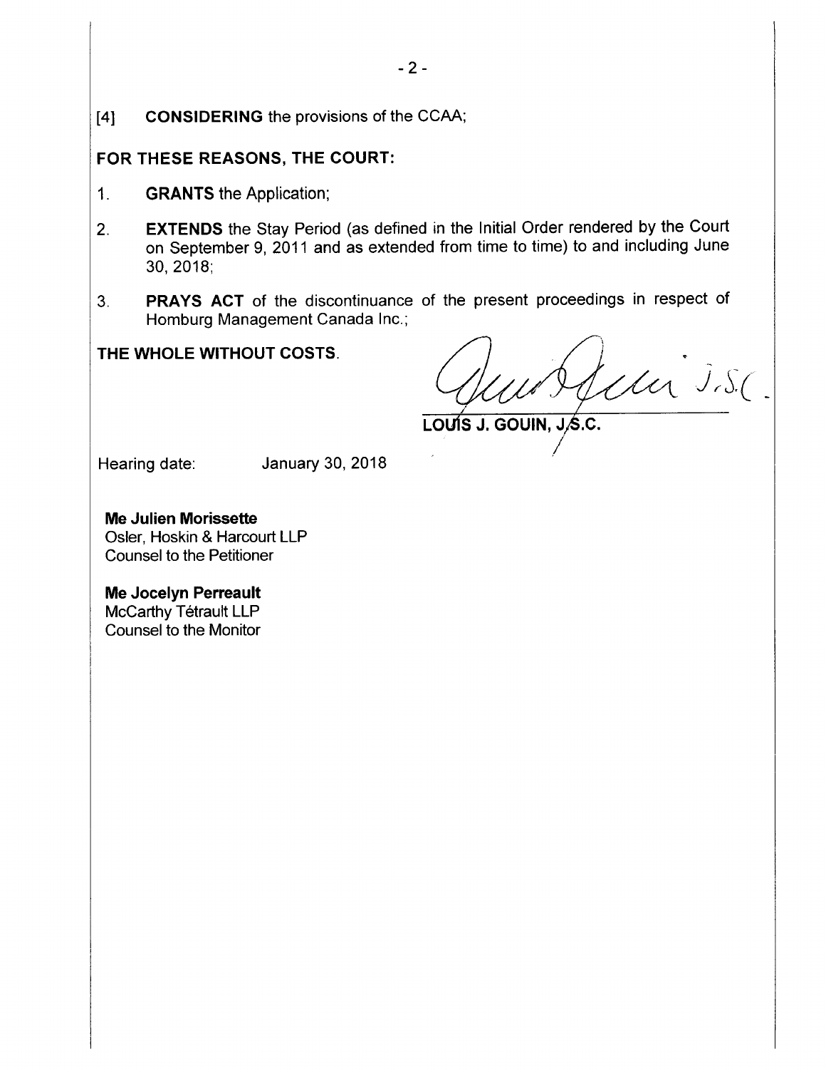[4] **CONSIDERING** the provisions of the CCAA;

**FOR THESE REASONS, THE COURT:**

1. **GRANTS** the Application;

2. **EXTENDS** the Stay Period (as defined in the Initial Order rendered by the Court on September 9, 2011 and as extended from time to time) to and including June 30, 2018;

3. **PRAYS ACT** of the discontinuance of the present proceedings in respect of Homburg Management Canada Inc.;

**THE WHOLE WITHOUT COSTS.**

**LOUIS J. GOUIN, J.S.C.**

Hearing date: January 30, 2018

**Me Julien Morissette**
Osler, Hoskin & Harcourt LLP
Counsel to the Petitioner

**Me Jocelyn Perreault**
McCarthy Tétrault LLP
Counsel to the Monitor